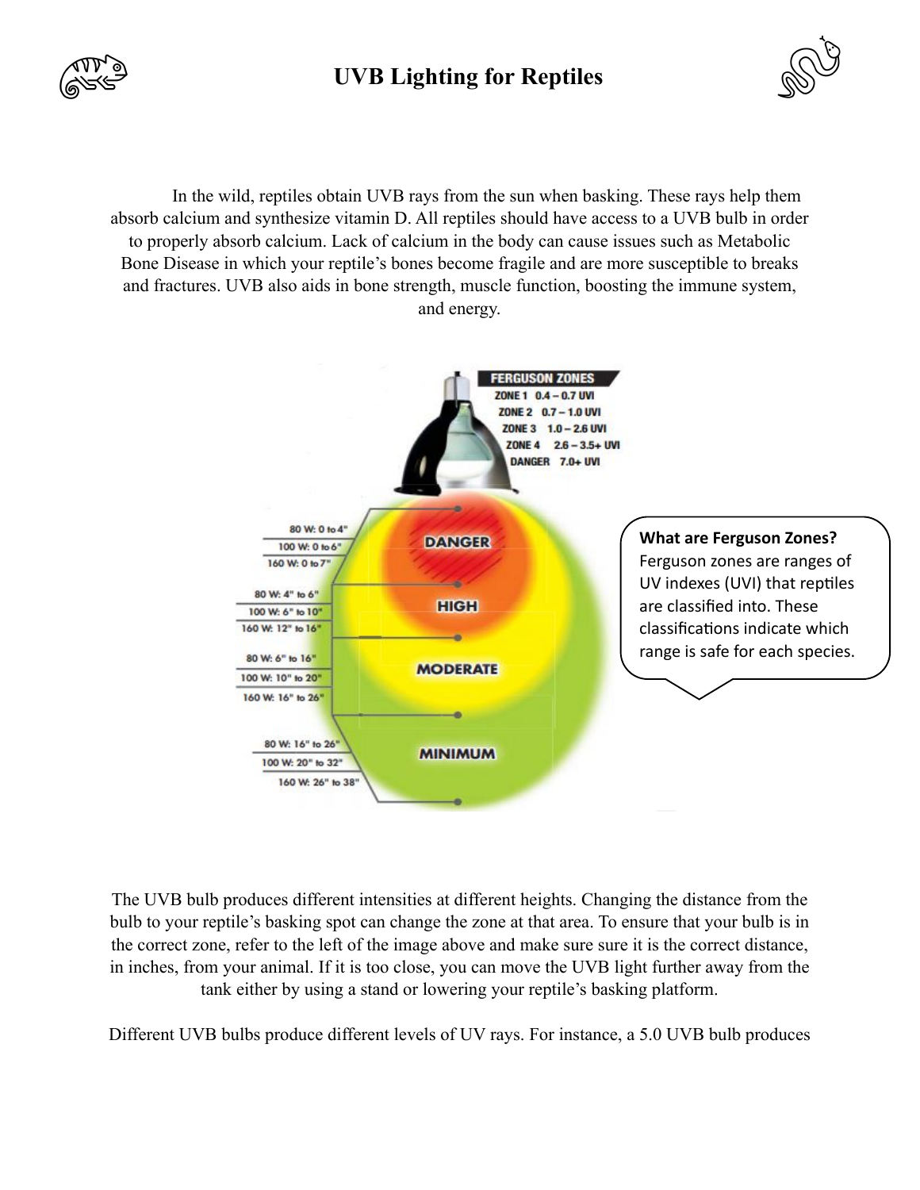# UVB Lighting for Reptiles

In the wild, reptiles obtain UVB rays from the sun when basking. These rays help them absorb calcium and synthesize vitamin D. All reptiles should have access to a UVB bulb in order to properly absorb calcium. Lack of calcium in the body can cause issues such as Metabolic Bone Disease in which your reptile's bones become fragile and are more susceptible to breaks and fractures. UVB also aids in bone strength, muscle function, boosting the immune system, and energy.

**FERGUSON ZONES**

- ZONE 1 0.4 – 0.7 UVI
- ZONE 2 0.7 – 1.0 UVI
- ZONE 3 1.0 – 2.6 UVI
- ZONE 4 2.6 – 3.5+ UVI
- DANGER 7.0+ UVI

| Zone | 80 W | 100 W | 160 W |
| --- | --- | --- | --- |
| DANGER | 0 to 4" | 0 to 6" | 0 to 7" |
| HIGH | 4" to 6" | 6" to 10" | 12" to 16" |
| MODERATE | 6" to 16" | 10" to 20" | 16" to 26" |
| MINIMUM | 16" to 26" | 20" to 32" | 26" to 38" |

**What are Ferguson Zones?**
Ferguson zones are ranges of UV indexes (UVI) that reptiles are classified into. These classifications indicate which range is safe for each species.

The UVB bulb produces different intensities at different heights. Changing the distance from the bulb to your reptile's basking spot can change the zone at that area. To ensure that your bulb is in the correct zone, refer to the left of the image above and make sure sure it is the correct distance, in inches, from your animal. If it is too close, you can move the UVB light further away from the tank either by using a stand or lowering your reptile's basking platform.

Different UVB bulbs produce different levels of UV rays. For instance, a 5.0 UVB bulb produces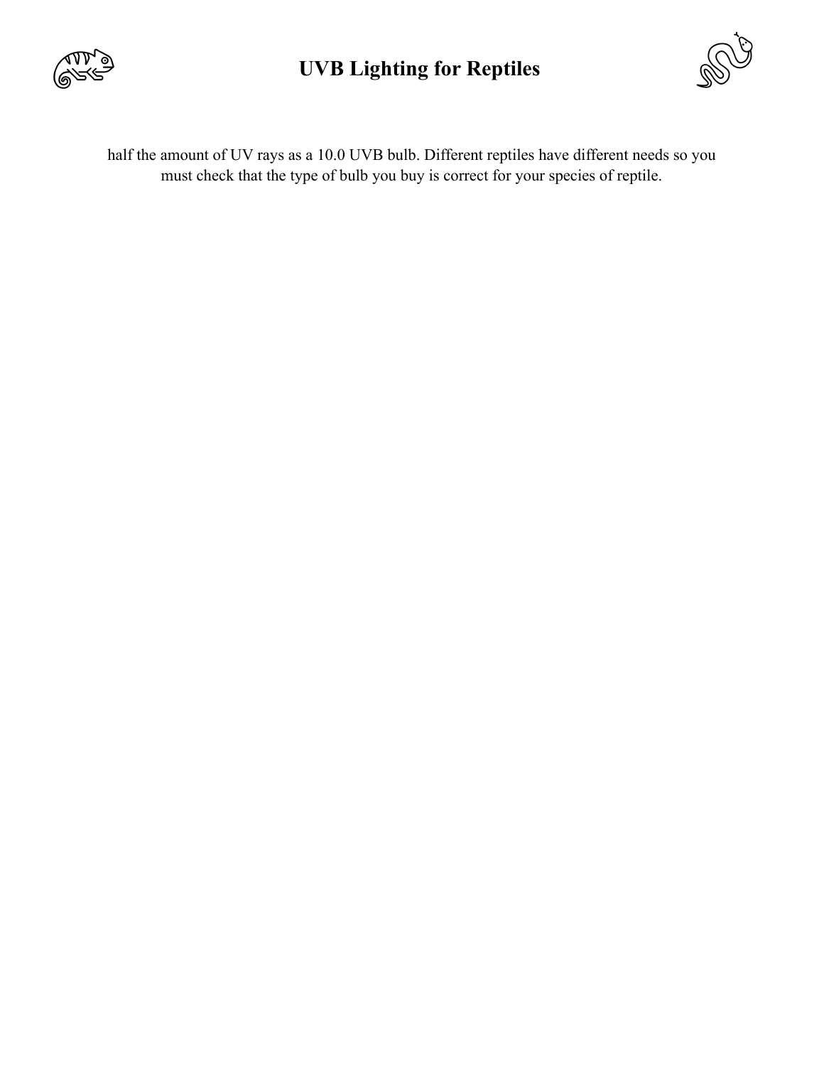half the amount of UV rays as a 10.0 UVB bulb. Different reptiles have different needs so you must check that the type of bulb you buy is correct for your species of reptile.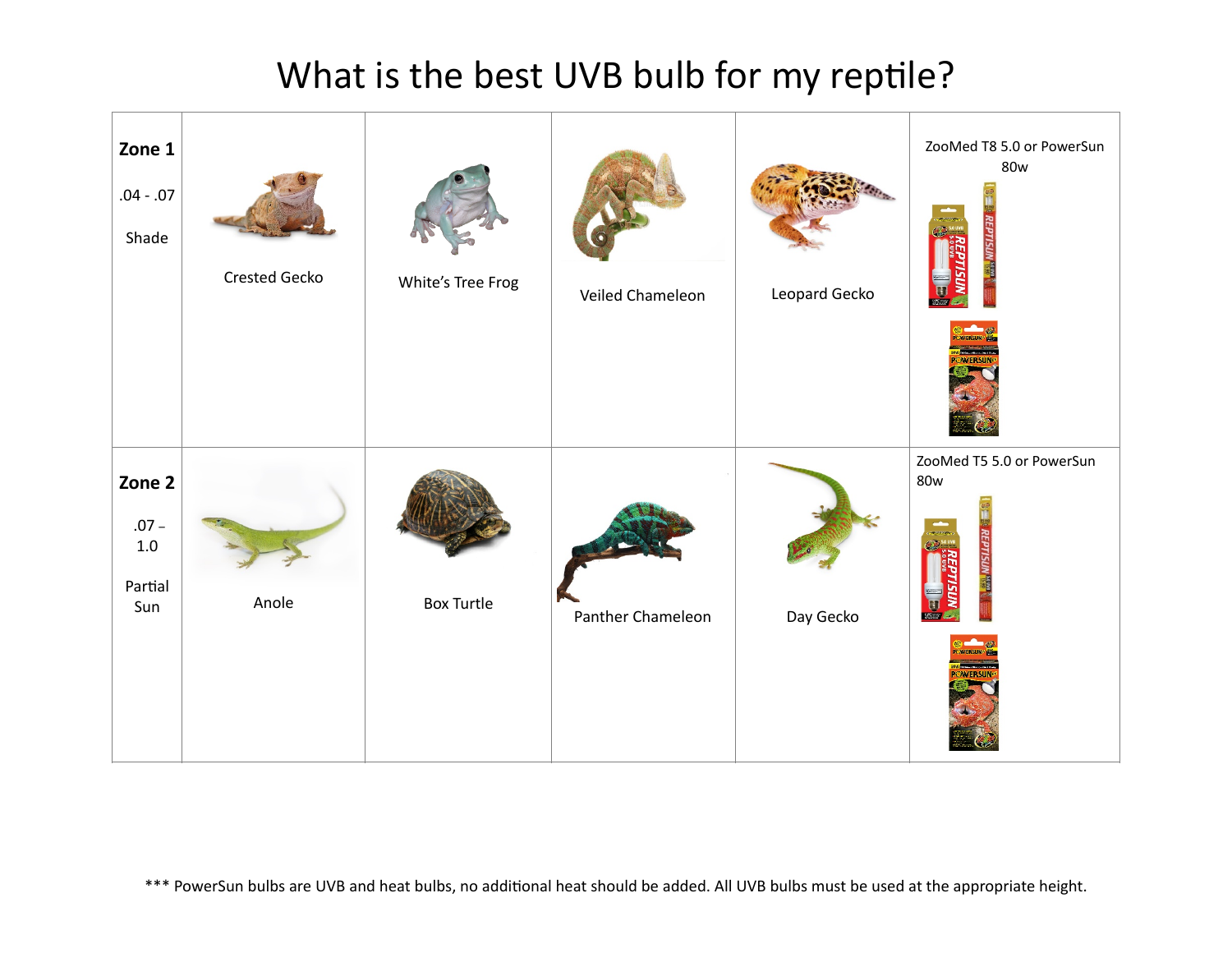# What is the best UVB bulb for my reptile?

| Zone | | | | | Bulb |
|---|---|---|---|---|---|
| **Zone 1** .04 - .07 Shade | Crested Gecko | White's Tree Frog | Veiled Chameleon | Leopard Gecko | ZooMed T8 5.0 or PowerSun 80w |
| **Zone 2** .07 – 1.0 Partial Sun | Anole | Box Turtle | Panther Chameleon | Day Gecko | ZooMed T5 5.0 or PowerSun 80w |

*** PowerSun bulbs are UVB and heat bulbs, no additional heat should be added. All UVB bulbs must be used at the appropriate height.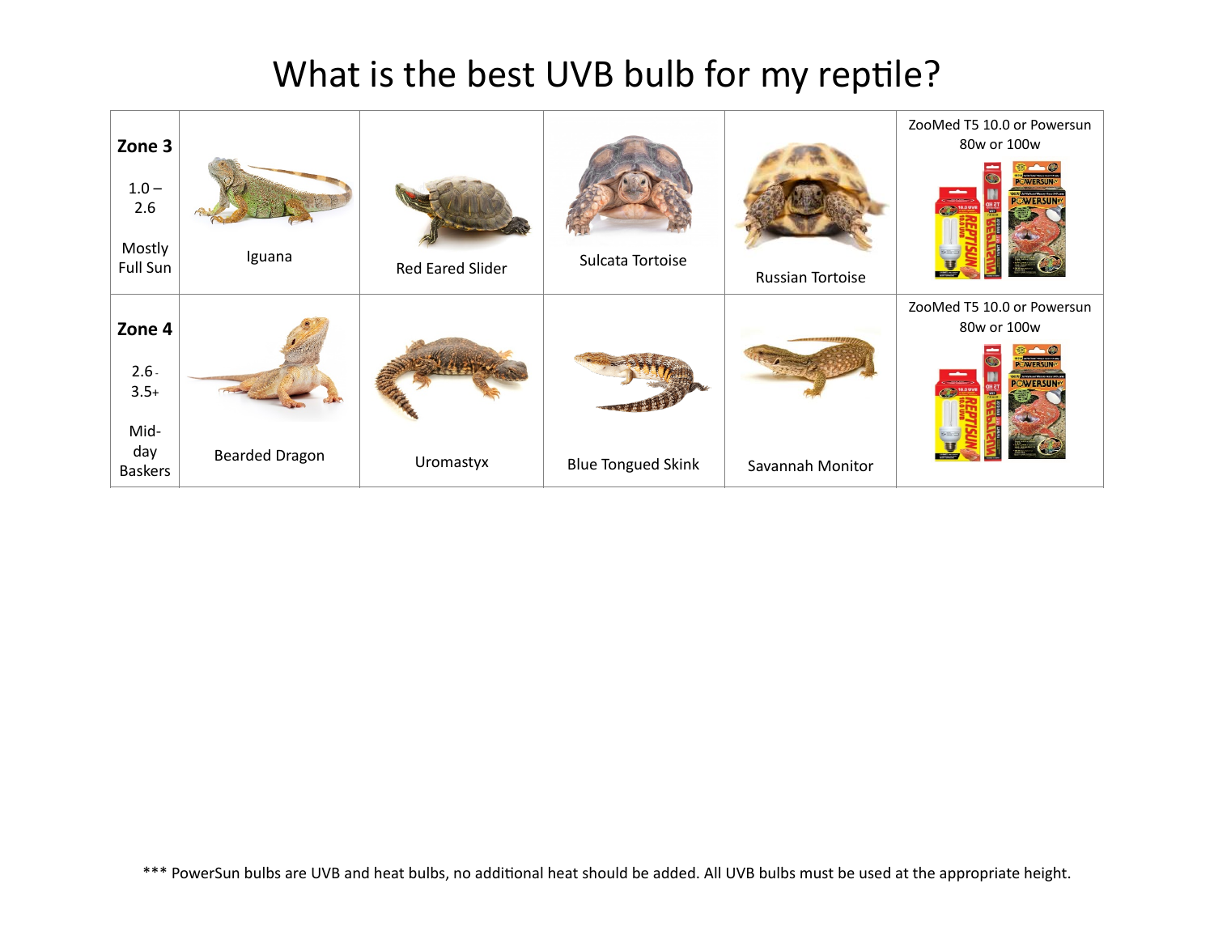# What is the best UVB bulb for my reptile?

| | | | | | |
|---|---|---|---|---|---|
| **Zone 3**<br>1.0 – 2.6<br>Mostly Full Sun | Iguana | Red Eared Slider | Sulcata Tortoise | Russian Tortoise | ZooMed T5 10.0 or Powersun 80w or 100w |
| **Zone 4**<br>2.6 - 3.5+<br>Mid-day Baskers | Bearded Dragon | Uromastyx | Blue Tongued Skink | Savannah Monitor | ZooMed T5 10.0 or Powersun 80w or 100w |

*** PowerSun bulbs are UVB and heat bulbs, no additional heat should be added. All UVB bulbs must be used at the appropriate height.